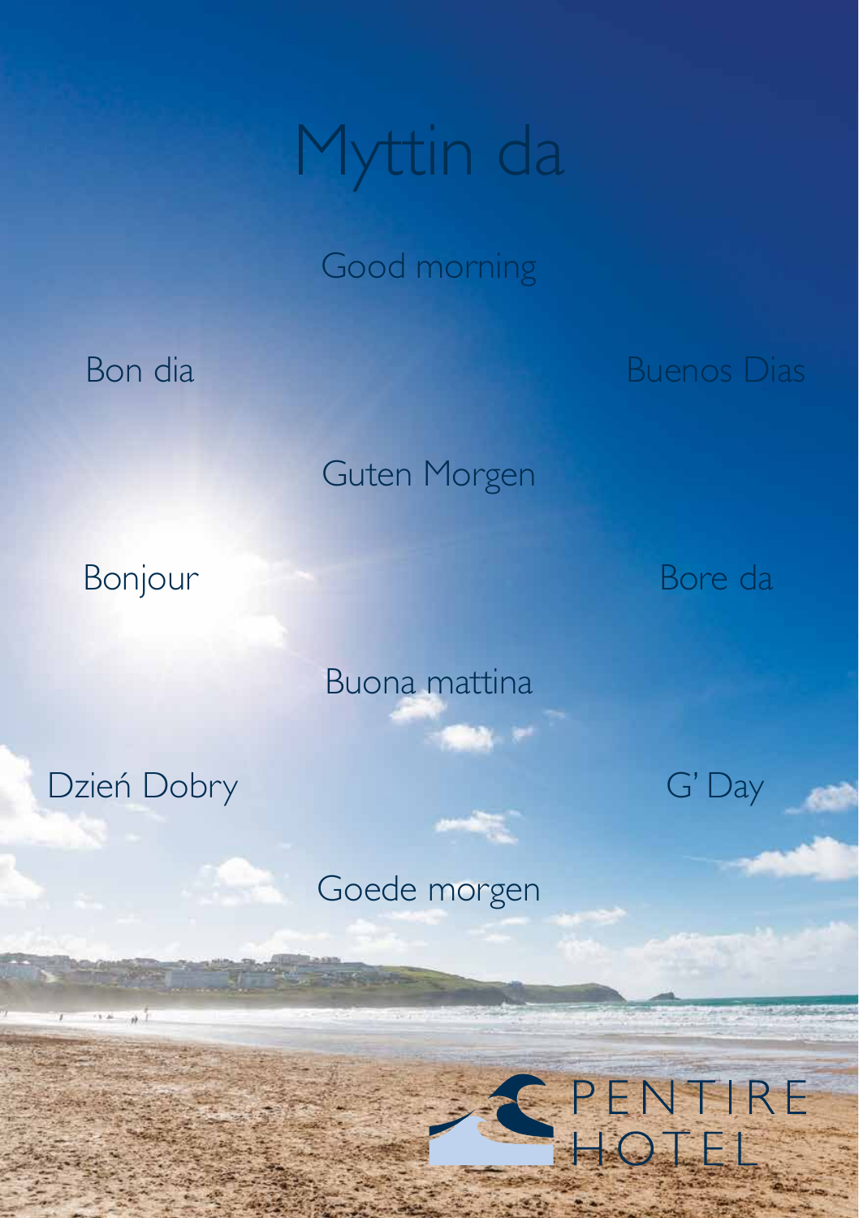# Myttin da

Good morning

Bon dia

Buenos Dias

Guten Morgen

Bonjour

Bore da

Buona mattina

Dzień Dobry

G' Day

Goede morgen

PENTIRE HOTEL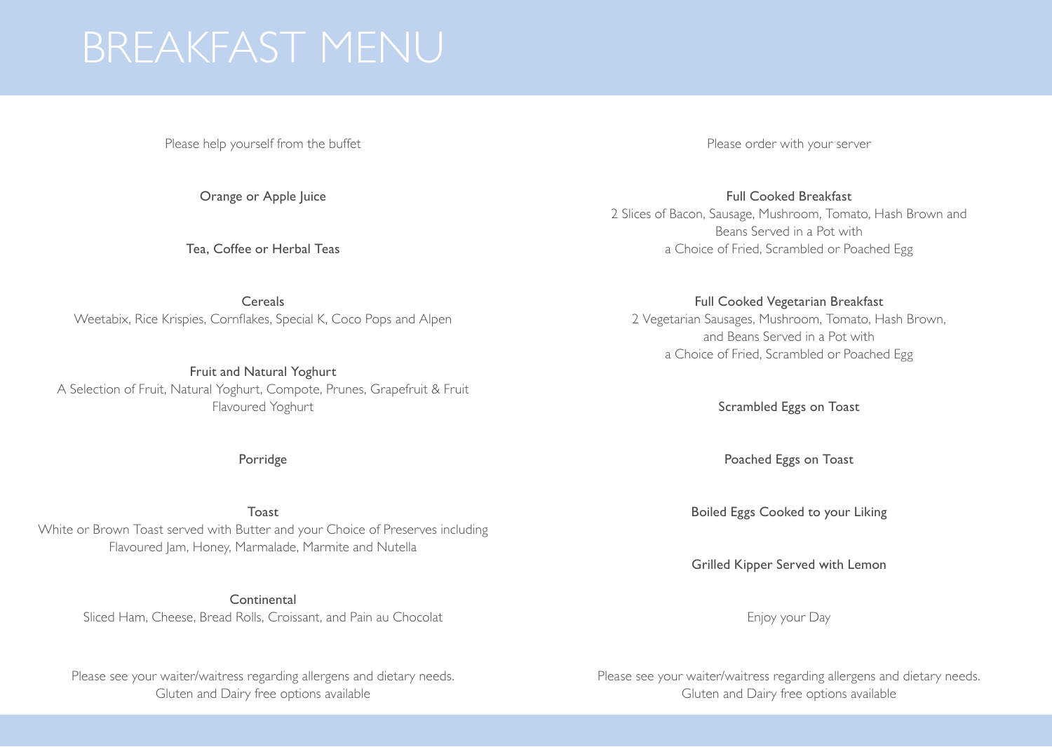# BREAKFAST MENU

Please help yourself from the buffet

**Orange or Apple Juice**

**Tea, Coffee or Herbal Teas**

**Cereals**
Weetabix, Rice Krispies, Cornflakes, Special K, Coco Pops and Alpen

**Fruit and Natural Yoghurt**
A Selection of Fruit, Natural Yoghurt, Compote, Prunes, Grapefruit & Fruit Flavoured Yoghurt

**Porridge**

**Toast**
White or Brown Toast served with Butter and your Choice of Preserves including Flavoured Jam, Honey, Marmalade, Marmite and Nutella

**Continental**
Sliced Ham, Cheese, Bread Rolls, Croissant, and Pain au Chocolat

Please see your waiter/waitress regarding allergens and dietary needs.
Gluten and Dairy free options available

Please order with your server

**Full Cooked Breakfast**
2 Slices of Bacon, Sausage, Mushroom, Tomato, Hash Brown and Beans Served in a Pot with a Choice of Fried, Scrambled or Poached Egg

**Full Cooked Vegetarian Breakfast**
2 Vegetarian Sausages, Mushroom, Tomato, Hash Brown, and Beans Served in a Pot with a Choice of Fried, Scrambled or Poached Egg

**Scrambled Eggs on Toast**

**Poached Eggs on Toast**

**Boiled Eggs Cooked to your Liking**

**Grilled Kipper Served with Lemon**

Enjoy your Day

Please see your waiter/waitress regarding allergens and dietary needs.
Gluten and Dairy free options available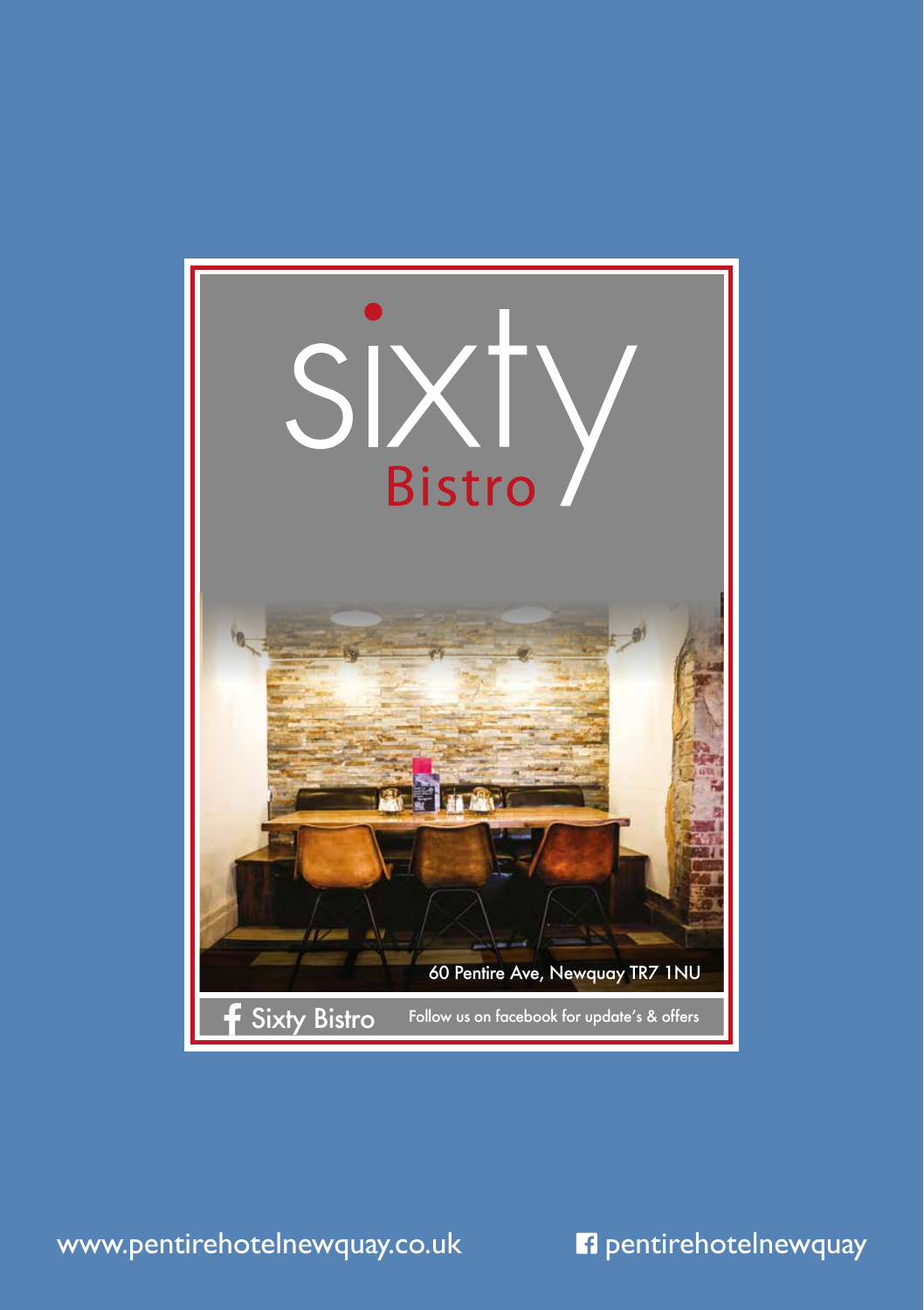# sixty

## Bistro

60 Pentire Ave, Newquay TR7 1NU

Sixty Bistro Follow us on facebook for update's & offers

www.pentirehotelnewquay.co.uk

pentirehotelnewquay